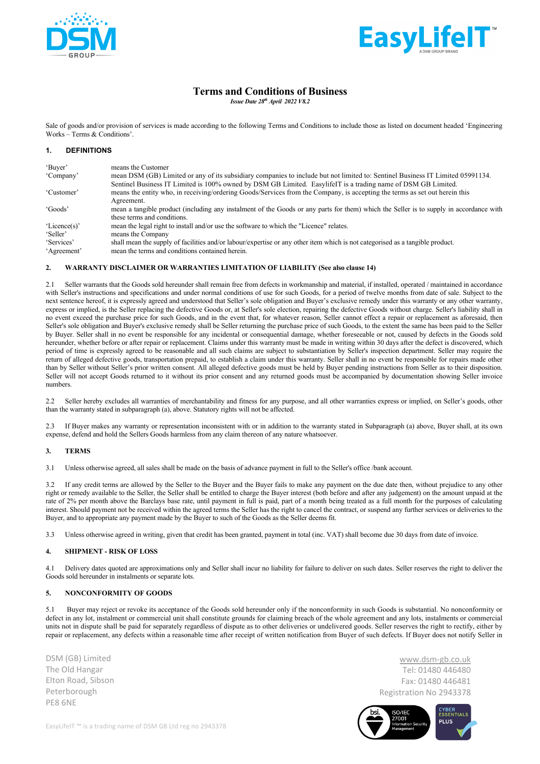# Terms and Conditions of Business

***Issue Date 28th April 2022 V8.2***

Sale of goods and/or provision of services is made according to the following Terms and Conditions to include those as listed on document headed 'Engineering Works – Terms & Conditions'.

## 1. DEFINITIONS

| | |
|---|---|
| 'Buyer' | means the Customer |
| 'Company' | mean DSM (GB) Limited or any of its subsidiary companies to include but not limited to: Sentinel Business IT Limited 05991134. Sentinel Business IT Limited is 100% owned by DSM GB Limited. EasylifeIT is a trading name of DSM GB Limited. |
| 'Customer' | means the entity who, in receiving/ordering Goods/Services from the Company, is accepting the terms as set out herein this Agreement. |
| 'Goods' | mean a tangible product (including any instalment of the Goods or any parts for them) which the Seller is to supply in accordance with these terms and conditions. |
| 'Licence(s)' | mean the legal right to install and/or use the software to which the "Licence" relates. |
| 'Seller' | means the Company |
| 'Services' | shall mean the supply of facilities and/or labour/expertise or any other item which is not categorised as a tangible product. |
| 'Agreement' | mean the terms and conditions contained herein. |

## 2. WARRANTY DISCLAIMER OR WARRANTIES LIMITATION OF LIABILITY (See also clause 14)

2.1 Seller warrants that the Goods sold hereunder shall remain free from defects in workmanship and material, if installed, operated / maintained in accordance with Seller's instructions and specifications and under normal conditions of use for such Goods, for a period of twelve months from date of sale. Subject to the next sentence hereof, it is expressly agreed and understood that Seller's sole obligation and Buyer's exclusive remedy under this warranty or any other warranty, express or implied, is the Seller replacing the defective Goods or, at Seller's sole election, repairing the defective Goods without charge. Seller's liability shall in no event exceed the purchase price for such Goods, and in the event that, for whatever reason, Seller cannot effect a repair or replacement as aforesaid, then Seller's sole obligation and Buyer's exclusive remedy shall be Seller returning the purchase price of such Goods, to the extent the same has been paid to the Seller by Buyer. Seller shall in no event be responsible for any incidental or consequential damage, whether foreseeable or not, caused by defects in the Goods sold hereunder, whether before or after repair or replacement. Claims under this warranty must be made in writing within 30 days after the defect is discovered, which period of time is expressly agreed to be reasonable and all such claims are subject to substantiation by Seller's inspection department. Seller may require the return of alleged defective goods, transportation prepaid, to establish a claim under this warranty. Seller shall in no event be responsible for repairs made other than by Seller without Seller's prior written consent. All alleged defective goods must be held by Buyer pending instructions from Seller as to their disposition. Seller will not accept Goods returned to it without its prior consent and any returned goods must be accompanied by documentation showing Seller invoice numbers.

2.2 Seller hereby excludes all warranties of merchantability and fitness for any purpose, and all other warranties express or implied, on Seller's goods, other than the warranty stated in subparagraph (a), above. Statutory rights will not be affected.

2.3 If Buyer makes any warranty or representation inconsistent with or in addition to the warranty stated in Subparagraph (a) above, Buyer shall, at its own expense, defend and hold the Sellers Goods harmless from any claim thereon of any nature whatsoever.

## 3. TERMS

3.1 Unless otherwise agreed, all sales shall be made on the basis of advance payment in full to the Seller's office /bank account.

3.2 If any credit terms are allowed by the Seller to the Buyer and the Buyer fails to make any payment on the due date then, without prejudice to any other right or remedy available to the Seller, the Seller shall be entitled to charge the Buyer interest (both before and after any judgement) on the amount unpaid at the rate of 2% per month above the Barclays base rate, until payment in full is paid, part of a month being treated as a full month for the purposes of calculating interest. Should payment not be received within the agreed terms the Seller has the right to cancel the contract, or suspend any further services or deliveries to the Buyer, and to appropriate any payment made by the Buyer to such of the Goods as the Seller deems fit.

3.3 Unless otherwise agreed in writing, given that credit has been granted, payment in total (inc. VAT) shall become due 30 days from date of invoice.

## 4. SHIPMENT - RISK OF LOSS

4.1 Delivery dates quoted are approximations only and Seller shall incur no liability for failure to deliver on such dates. Seller reserves the right to deliver the Goods sold hereunder in instalments or separate lots.

## 5. NONCONFORMITY OF GOODS

5.1 Buyer may reject or revoke its acceptance of the Goods sold hereunder only if the nonconformity in such Goods is substantial. No nonconformity or defect in any lot, instalment or commercial unit shall constitute grounds for claiming breach of the whole agreement and any lots, instalments or commercial units not in dispute shall be paid for separately regardless of dispute as to other deliveries or undelivered goods. Seller reserves the right to rectify, either by repair or replacement, any defects within a reasonable time after receipt of written notification from Buyer of such defects. If Buyer does not notify Seller in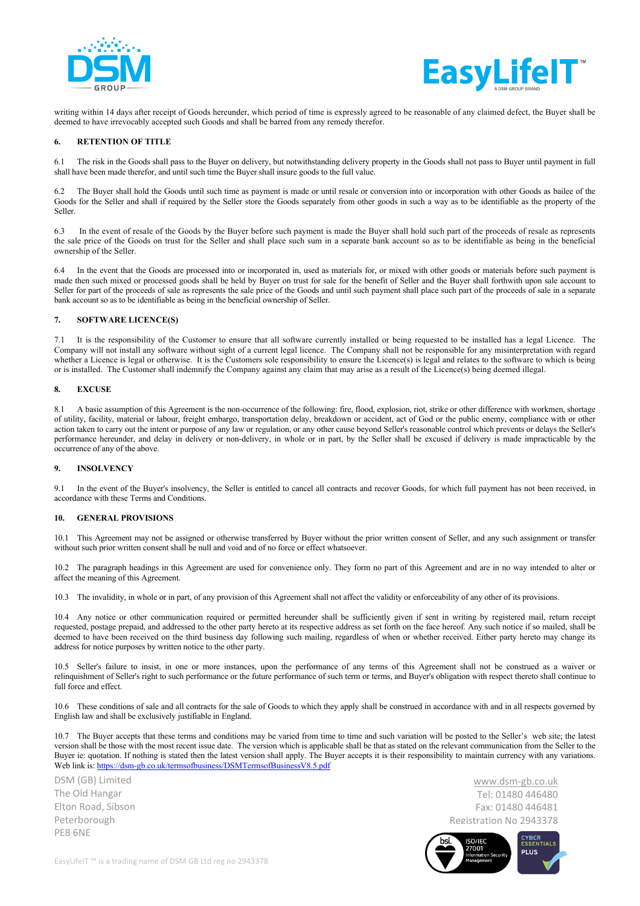writing within 14 days after receipt of Goods hereunder, which period of time is expressly agreed to be reasonable of any claimed defect, the Buyer shall be deemed to have irrevocably accepted such Goods and shall be barred from any remedy therefor.

## 6. RETENTION OF TITLE

6.1 The risk in the Goods shall pass to the Buyer on delivery, but notwithstanding delivery property in the Goods shall not pass to Buyer until payment in full shall have been made therefor, and until such time the Buyer shall insure goods to the full value.

6.2 The Buyer shall hold the Goods until such time as payment is made or until resale or conversion into or incorporation with other Goods as bailee of the Goods for the Seller and shall if required by the Seller store the Goods separately from other goods in such a way as to be identifiable as the property of the Seller.

6.3 In the event of resale of the Goods by the Buyer before such payment is made the Buyer shall hold such part of the proceeds of resale as represents the sale price of the Goods on trust for the Seller and shall place such sum in a separate bank account so as to be identifiable as being in the beneficial ownership of the Seller.

6.4 In the event that the Goods are processed into or incorporated in, used as materials for, or mixed with other goods or materials before such payment is made then such mixed or processed goods shall be held by Buyer on trust for sale for the benefit of Seller and the Buyer shall forthwith upon sale account to Seller for part of the proceeds of sale as represents the sale price of the Goods and until such payment shall place such part of the proceeds of sale in a separate bank account so as to be identifiable as being in the beneficial ownership of Seller.

## 7. SOFTWARE LICENCE(S)

7.1 It is the responsibility of the Customer to ensure that all software currently installed or being requested to be installed has a legal Licence. The Company will not install any software without sight of a current legal licence. The Company shall not be responsible for any misinterpretation with regard whether a Licence is legal or otherwise. It is the Customers sole responsibility to ensure the Licence(s) is legal and relates to the software to which is being or is installed. The Customer shall indemnify the Company against any claim that may arise as a result of the Licence(s) being deemed illegal.

## 8. EXCUSE

8.1 A basic assumption of this Agreement is the non-occurrence of the following: fire, flood, explosion, riot, strike or other difference with workmen, shortage of utility, facility, material or labour, freight embargo, transportation delay, breakdown or accident, act of God or the public enemy, compliance with or other action taken to carry out the intent or purpose of any law or regulation, or any other cause beyond Seller's reasonable control which prevents or delays the Seller's performance hereunder, and delay in delivery or non-delivery, in whole or in part, by the Seller shall be excused if delivery is made impracticable by the occurrence of any of the above.

## 9. INSOLVENCY

9.1 In the event of the Buyer's insolvency, the Seller is entitled to cancel all contracts and recover Goods, for which full payment has not been received, in accordance with these Terms and Conditions.

## 10. GENERAL PROVISIONS

10.1 This Agreement may not be assigned or otherwise transferred by Buyer without the prior written consent of Seller, and any such assignment or transfer without such prior written consent shall be null and void and of no force or effect whatsoever.

10.2 The paragraph headings in this Agreement are used for convenience only. They form no part of this Agreement and are in no way intended to alter or affect the meaning of this Agreement.

10.3 The invalidity, in whole or in part, of any provision of this Agreement shall not affect the validity or enforceability of any other of its provisions.

10.4 Any notice or other communication required or permitted hereunder shall be sufficiently given if sent in writing by registered mail, return receipt requested, postage prepaid, and addressed to the other party hereto at its respective address as set forth on the face hereof. Any such notice if so mailed, shall be deemed to have been received on the third business day following such mailing, regardless of when or whether received. Either party hereto may change its address for notice purposes by written notice to the other party.

10.5 Seller's failure to insist, in one or more instances, upon the performance of any terms of this Agreement shall not be construed as a waiver or relinquishment of Seller's right to such performance or the future performance of such term or terms, and Buyer's obligation with respect thereto shall continue to full force and effect.

10.6 These conditions of sale and all contracts for the sale of Goods to which they apply shall be construed in accordance with and in all respects governed by English law and shall be exclusively justifiable in England.

10.7 The Buyer accepts that these terms and conditions may be varied from time to time and such variation will be posted to the Seller's web site; the latest version shall be those with the most recent issue date. The version which is applicable shall be that as stated on the relevant communication from the Seller to the Buyer ie: quotation. If nothing is stated then the latest version shall apply. The Buyer accepts it is their responsibility to maintain currency with any variations. Web link is: [https://dsm-gb.co.uk/termsofbusiness/DSMTermsofBusinessV8.5.pdf](https://dsm-gb.co.uk/termsofbusiness/DSMTermsofBusinessV8.5.pdf)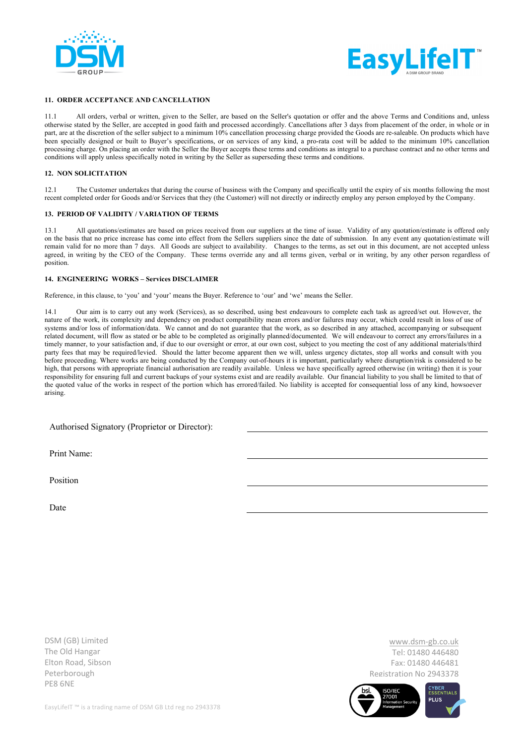## 11. ORDER ACCEPTANCE AND CANCELLATION

11.1 All orders, verbal or written, given to the Seller, are based on the Seller's quotation or offer and the above Terms and Conditions and, unless otherwise stated by the Seller, are accepted in good faith and processed accordingly. Cancellations after 3 days from placement of the order, in whole or in part, are at the discretion of the seller subject to a minimum 10% cancellation processing charge provided the Goods are re-saleable. On products which have been specially designed or built to Buyer's specifications, or on services of any kind, a pro-rata cost will be added to the minimum 10% cancellation processing charge. On placing an order with the Seller the Buyer accepts these terms and conditions as integral to a purchase contract and no other terms and conditions will apply unless specifically noted in writing by the Seller as superseding these terms and conditions.

## 12. NON SOLICITATION

12.1 The Customer undertakes that during the course of business with the Company and specifically until the expiry of six months following the most recent completed order for Goods and/or Services that they (the Customer) will not directly or indirectly employ any person employed by the Company.

## 13. PERIOD OF VALIDITY / VARIATION OF TERMS

13.1 All quotations/estimates are based on prices received from our suppliers at the time of issue. Validity of any quotation/estimate is offered only on the basis that no price increase has come into effect from the Sellers suppliers since the date of submission. In any event any quotation/estimate will remain valid for no more than 7 days. All Goods are subject to availability. Changes to the terms, as set out in this document, are not accepted unless agreed, in writing by the CEO of the Company. These terms override any and all terms given, verbal or in writing, by any other person regardless of position.

## 14. ENGINEERING WORKS – Services DISCLAIMER

Reference, in this clause, to 'you' and 'your' means the Buyer. Reference to 'our' and 'we' means the Seller.

14.1 Our aim is to carry out any work (Services), as so described, using best endeavours to complete each task as agreed/set out. However, the nature of the work, its complexity and dependency on product compatibility mean errors and/or failures may occur, which could result in loss of use of systems and/or loss of information/data. We cannot and do not guarantee that the work, as so described in any attached, accompanying or subsequent related document, will flow as stated or be able to be completed as originally planned/documented. We will endeavour to correct any errors/failures in a timely manner, to your satisfaction and, if due to our oversight or error, at our own cost, subject to you meeting the cost of any additional materials/third party fees that may be required/levied. Should the latter become apparent then we will, unless urgency dictates, stop all works and consult with you before proceeding. Where works are being conducted by the Company out-of-hours it is important, particularly where disruption/risk is considered to be high, that persons with appropriate financial authorisation are readily available. Unless we have specifically agreed otherwise (in writing) then it is your responsibility for ensuring full and current backups of your systems exist and are readily available. Our financial liability to you shall be limited to that of the quoted value of the works in respect of the portion which has errored/failed. No liability is accepted for consequential loss of any kind, howsoever arising.

Authorised Signatory (Proprietor or Director): ______________________

Print Name: ______________________

Position ______________________

Date ______________________

DSM (GB) Limited
The Old Hangar
Elton Road, Sibson
Peterborough
PE8 6NE

www.dsm-gb.co.uk
Tel: 01480 446480
Fax: 01480 446481
Registration No 2943378

EasyLifeIT ™ is a trading name of DSM GB Ltd reg no 2943378